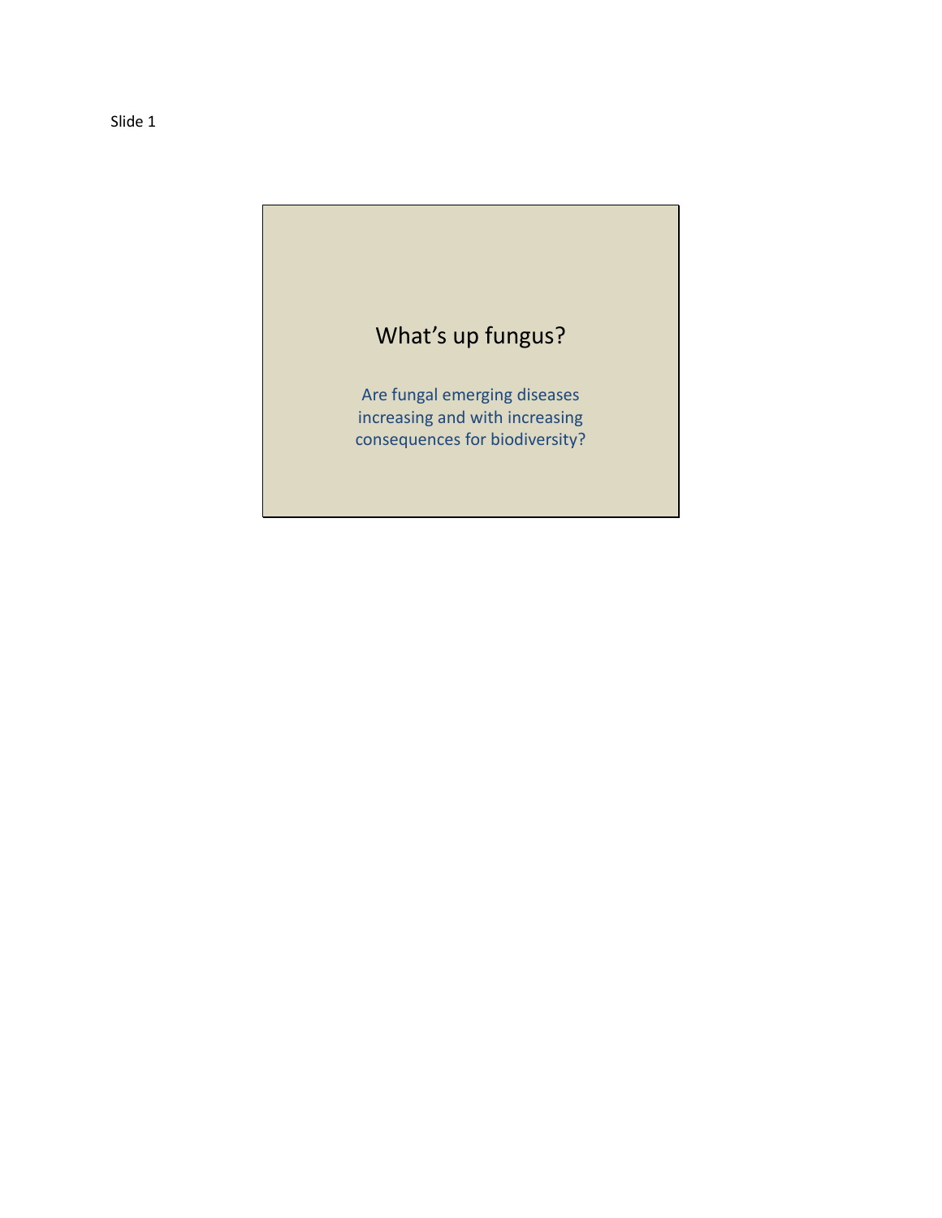Slide 1

# What's up fungus?

Are fungal emerging diseases increasing and with increasing consequences for biodiversity?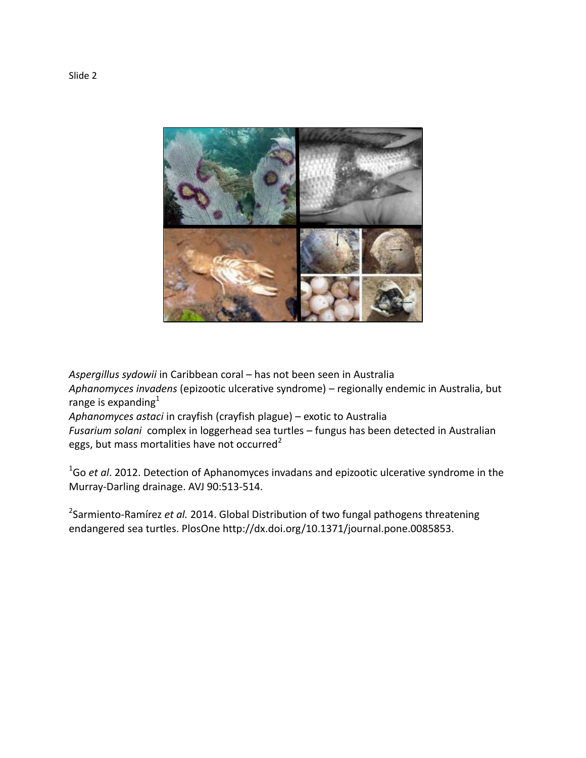Slide 2

*Aspergillus sydowii* in Caribbean coral – has not been seen in Australia
*Aphanomyces invadens* (epizootic ulcerative syndrome) – regionally endemic in Australia, but range is expanding[1]
*Aphanomyces astaci* in crayfish (crayfish plague) – exotic to Australia
*Fusarium solani* complex in loggerhead sea turtles – fungus has been detected in Australian eggs, but mass mortalities have not occurred[2]

[1]Go *et al*. 2012. Detection of Aphanomyces invadans and epizootic ulcerative syndrome in the Murray-Darling drainage. AVJ 90:513-514.

[2]Sarmiento-Ramírez *et al.* 2014. Global Distribution of two fungal pathogens threatening endangered sea turtles. PlosOne http://dx.doi.org/10.1371/journal.pone.0085853.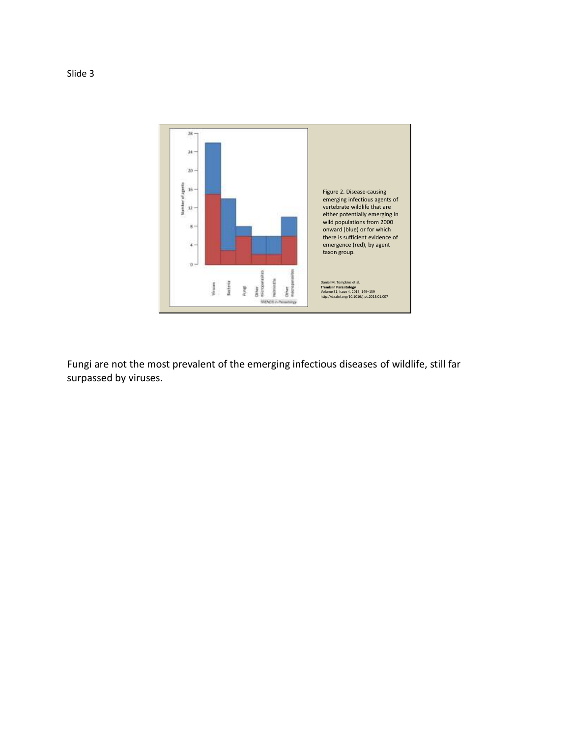Slide 3

Figure 2. Disease-causing emerging infectious agents of vertebrate wildlife that are either potentially emerging in wild populations from 2000 onward (blue) or for which there is sufficient evidence of emergence (red), by agent taxon group.

Daniel M. Tompkins et al.
**Trends in Parasitology**
Volume 31, Issue 4, 2015, 149–159
http://dx.doi.org/10.1016/j.pt.2015.01.007

Fungi are not the most prevalent of the emerging infectious diseases of wildlife, still far surpassed by viruses.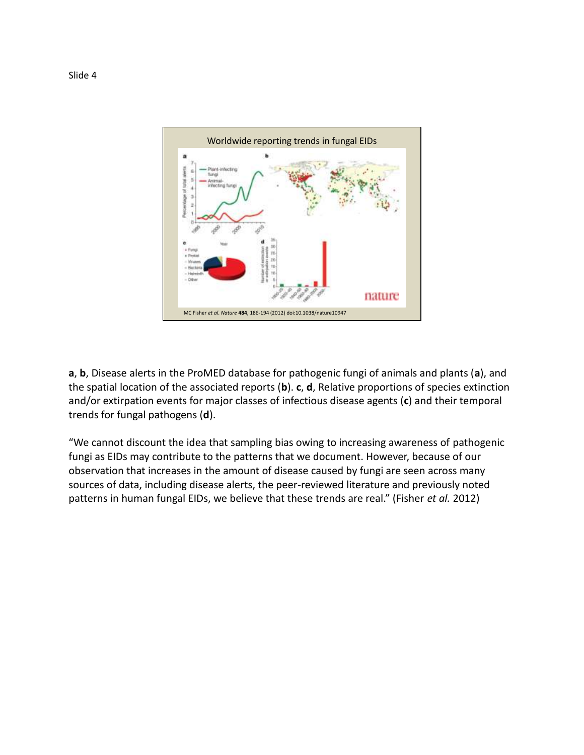Slide 4

Worldwide reporting trends in fungal EIDs

MC Fisher *et al. Nature* **484**, 186-194 (2012) doi:10.1038/nature10947

**a**, **b**, Disease alerts in the ProMED database for pathogenic fungi of animals and plants (**a**), and the spatial location of the associated reports (**b**). **c**, **d**, Relative proportions of species extinction and/or extirpation events for major classes of infectious disease agents (**c**) and their temporal trends for fungal pathogens (**d**).

"We cannot discount the idea that sampling bias owing to increasing awareness of pathogenic fungi as EIDs may contribute to the patterns that we document. However, because of our observation that increases in the amount of disease caused by fungi are seen across many sources of data, including disease alerts, the peer-reviewed literature and previously noted patterns in human fungal EIDs, we believe that these trends are real." (Fisher *et al.* 2012)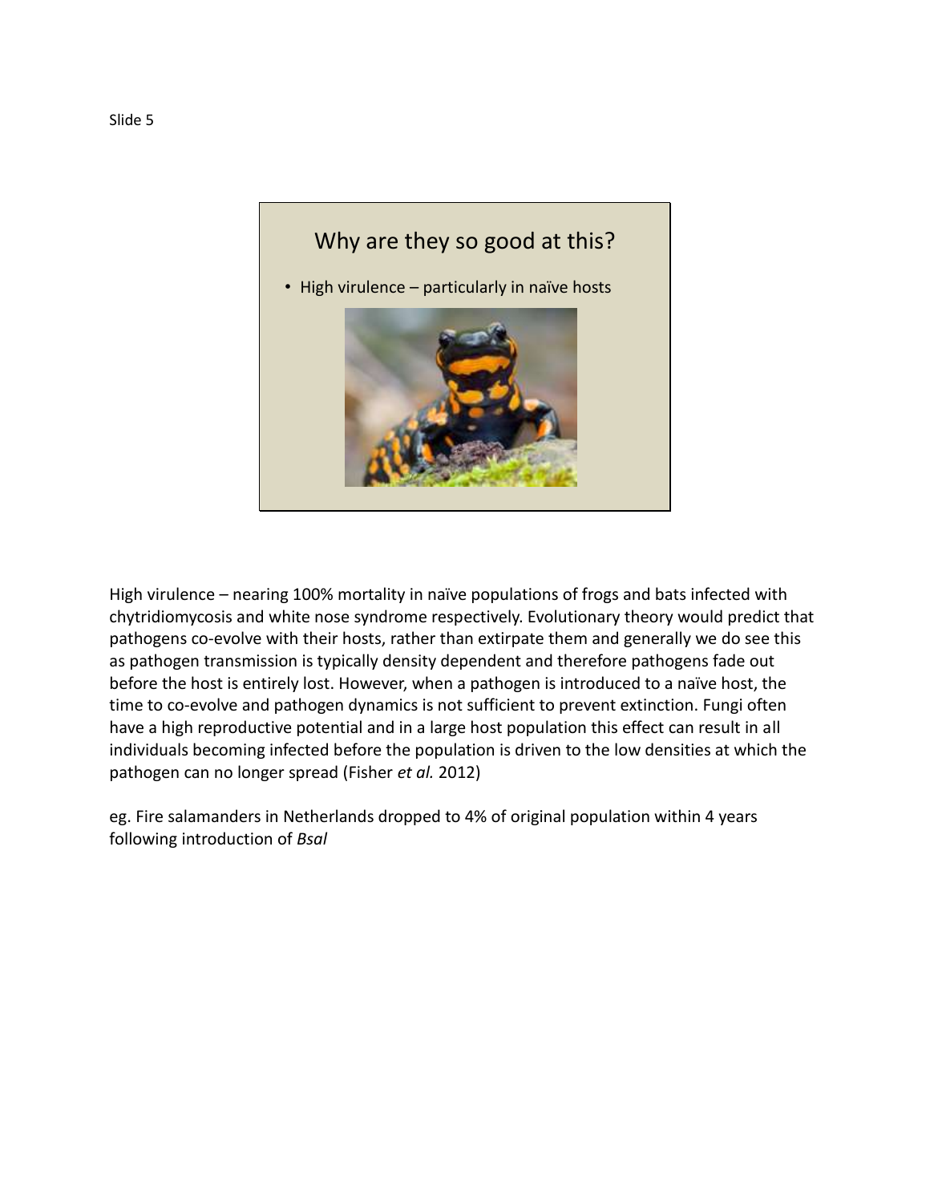Slide 5

## Why are they so good at this?

- High virulence – particularly in naïve hosts

High virulence – nearing 100% mortality in naïve populations of frogs and bats infected with chytridiomycosis and white nose syndrome respectively. Evolutionary theory would predict that pathogens co-evolve with their hosts, rather than extirpate them and generally we do see this as pathogen transmission is typically density dependent and therefore pathogens fade out before the host is entirely lost. However, when a pathogen is introduced to a naïve host, the time to co-evolve and pathogen dynamics is not sufficient to prevent extinction. Fungi often have a high reproductive potential and in a large host population this effect can result in all individuals becoming infected before the population is driven to the low densities at which the pathogen can no longer spread (Fisher *et al.* 2012)

eg. Fire salamanders in Netherlands dropped to 4% of original population within 4 years following introduction of *Bsal*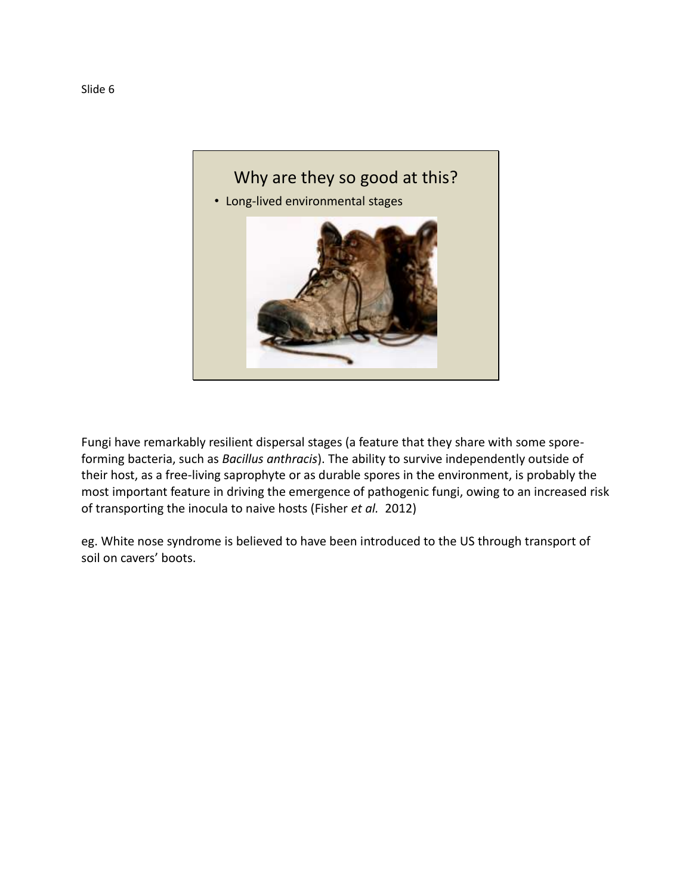Slide 6

## Why are they so good at this?

- Long-lived environmental stages

Fungi have remarkably resilient dispersal stages (a feature that they share with some spore-forming bacteria, such as *Bacillus anthracis*). The ability to survive independently outside of their host, as a free-living saprophyte or as durable spores in the environment, is probably the most important feature in driving the emergence of pathogenic fungi, owing to an increased risk of transporting the inocula to naive hosts (Fisher *et al.* 2012)

eg. White nose syndrome is believed to have been introduced to the US through transport of soil on cavers' boots.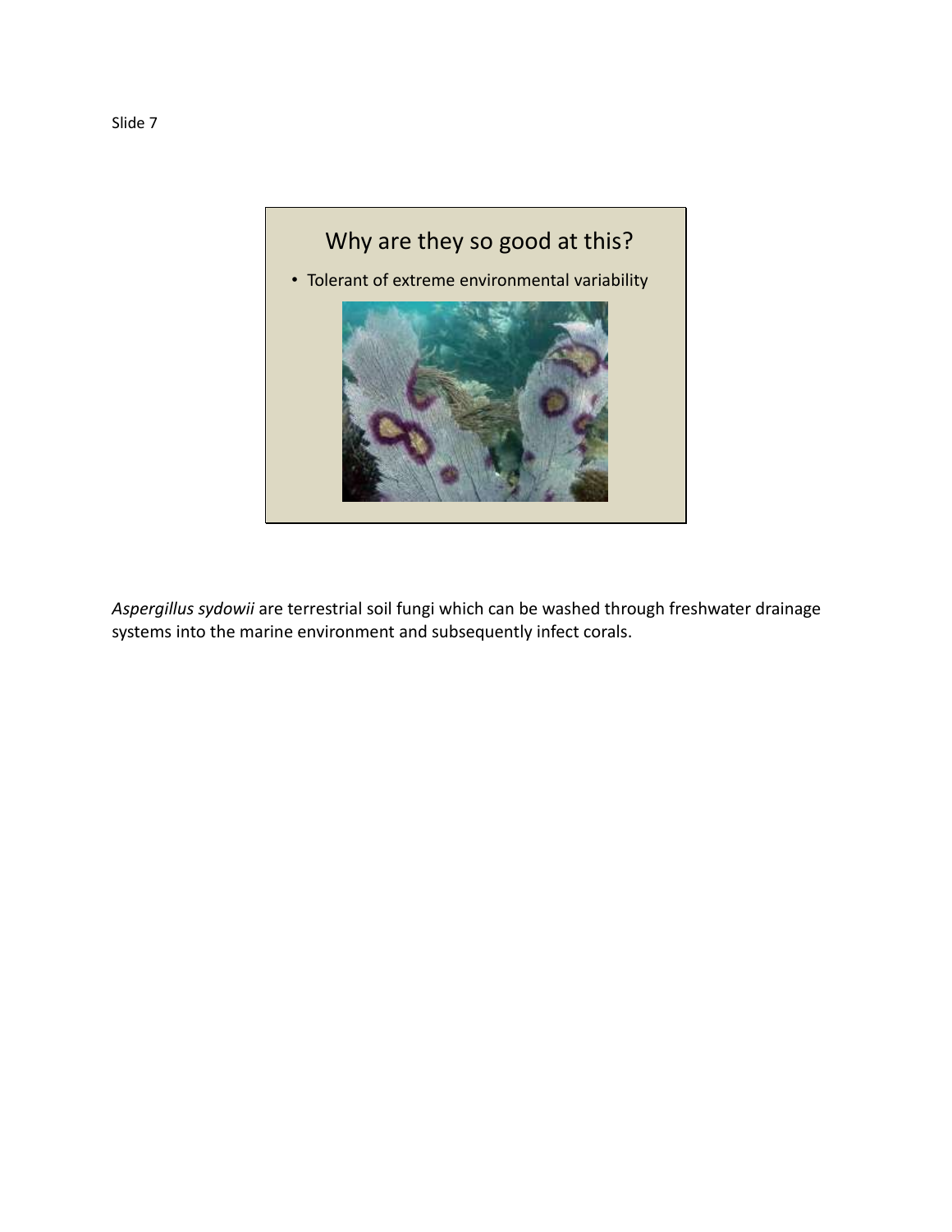Slide 7

## Why are they so good at this?

- Tolerant of extreme environmental variability

*Aspergillus sydowii* are terrestrial soil fungi which can be washed through freshwater drainage systems into the marine environment and subsequently infect corals.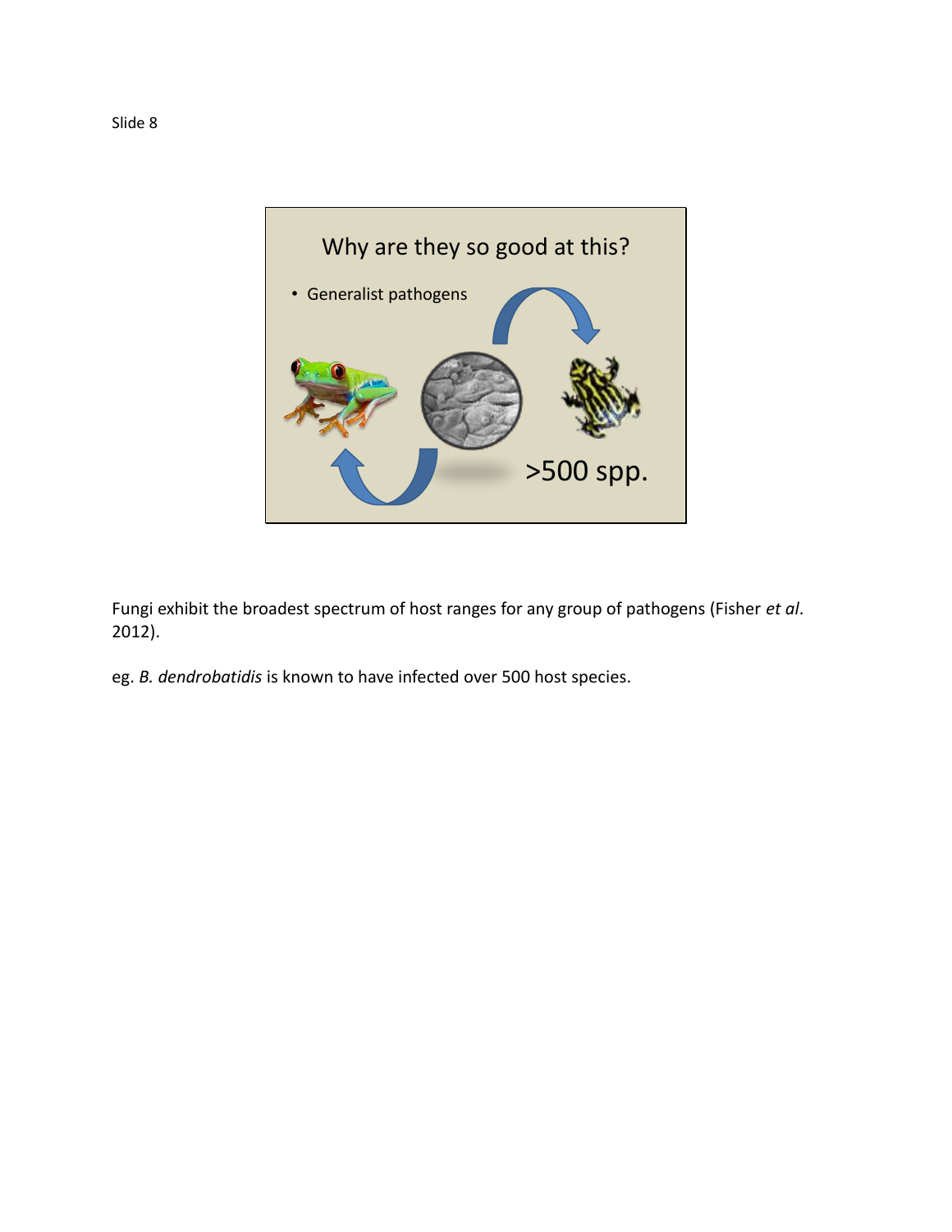Slide 8

Why are they so good at this?

- Generalist pathogens

>500 spp.

Fungi exhibit the broadest spectrum of host ranges for any group of pathogens (Fisher *et al*. 2012).

eg. *B. dendrobatidis* is known to have infected over 500 host species.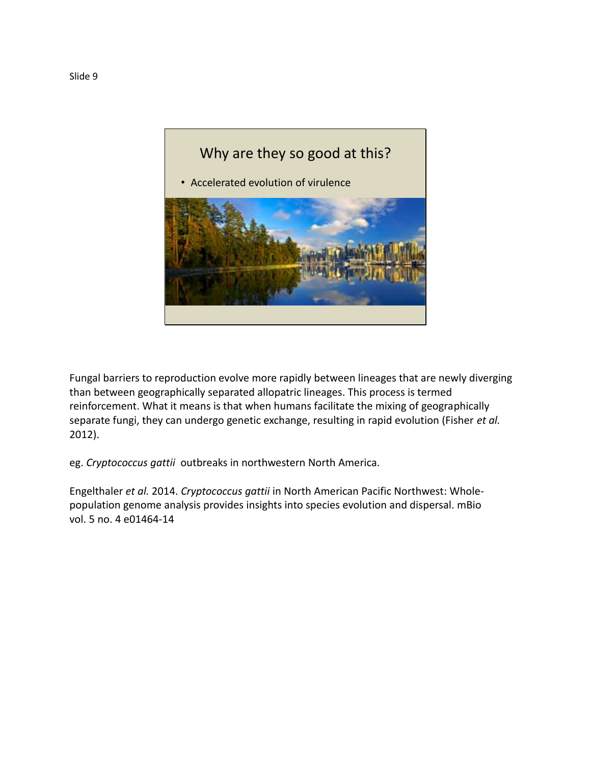Slide 9

## Why are they so good at this?

- Accelerated evolution of virulence

Fungal barriers to reproduction evolve more rapidly between lineages that are newly diverging than between geographically separated allopatric lineages. This process is termed reinforcement. What it means is that when humans facilitate the mixing of geographically separate fungi, they can undergo genetic exchange, resulting in rapid evolution (Fisher *et al.* 2012).

eg. *Cryptococcus gattii* outbreaks in northwestern North America.

Engelthaler *et al.* 2014. *Cryptococcus gattii* in North American Pacific Northwest: Whole-population genome analysis provides insights into species evolution and dispersal. mBio vol. 5 no. 4 e01464-14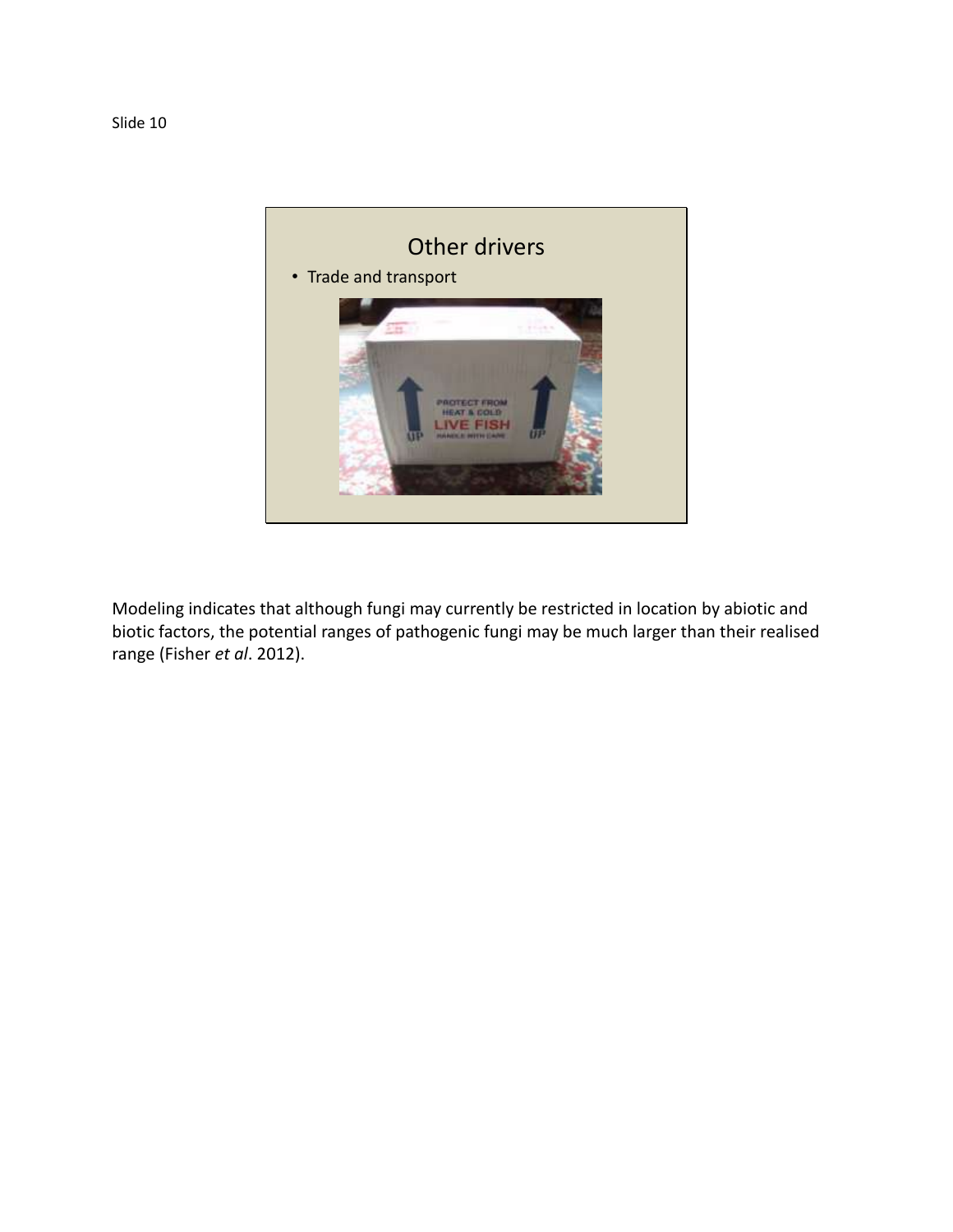Slide 10

## Other drivers

- Trade and transport

Modeling indicates that although fungi may currently be restricted in location by abiotic and biotic factors, the potential ranges of pathogenic fungi may be much larger than their realised range (Fisher *et al*. 2012).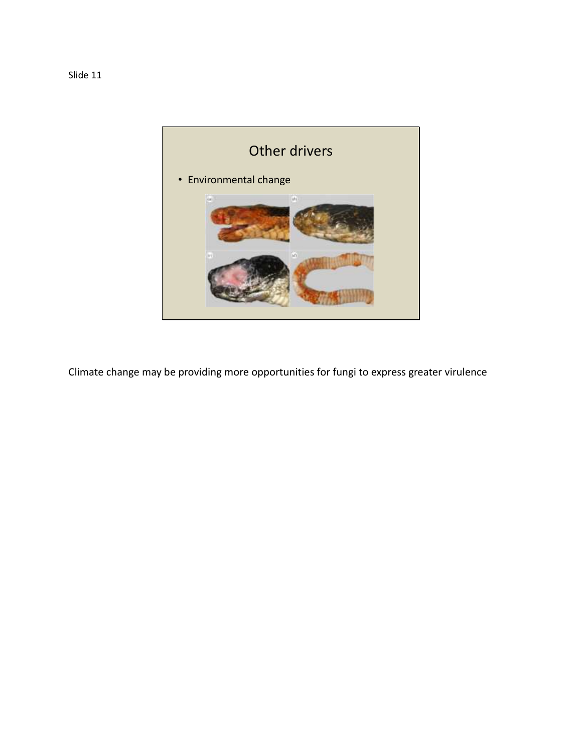Slide 11

# Other drivers

- Environmental change

Climate change may be providing more opportunities for fungi to express greater virulence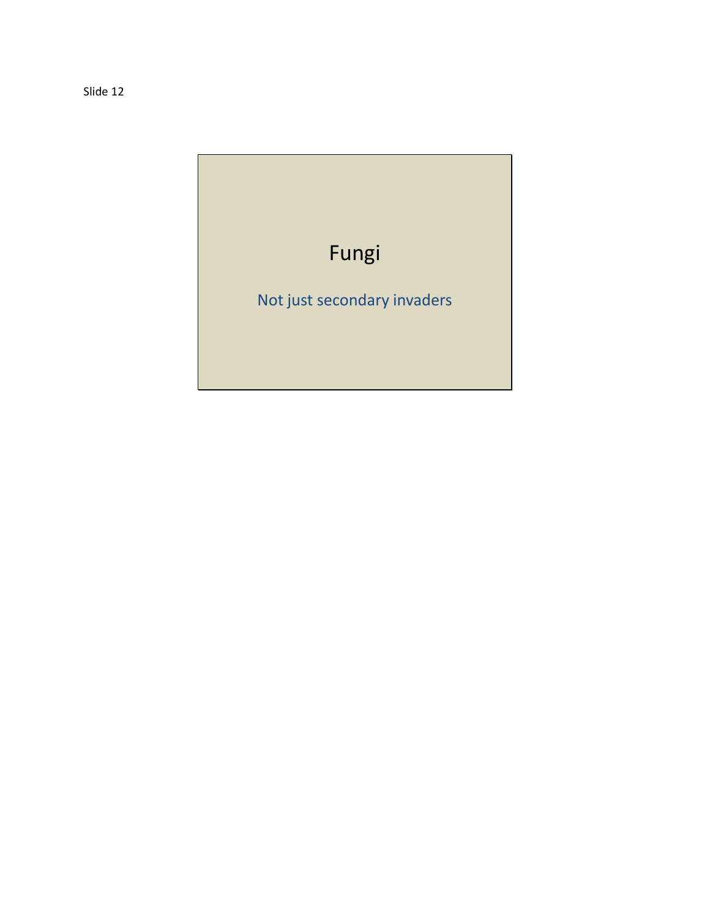Slide 12

# Fungi

Not just secondary invaders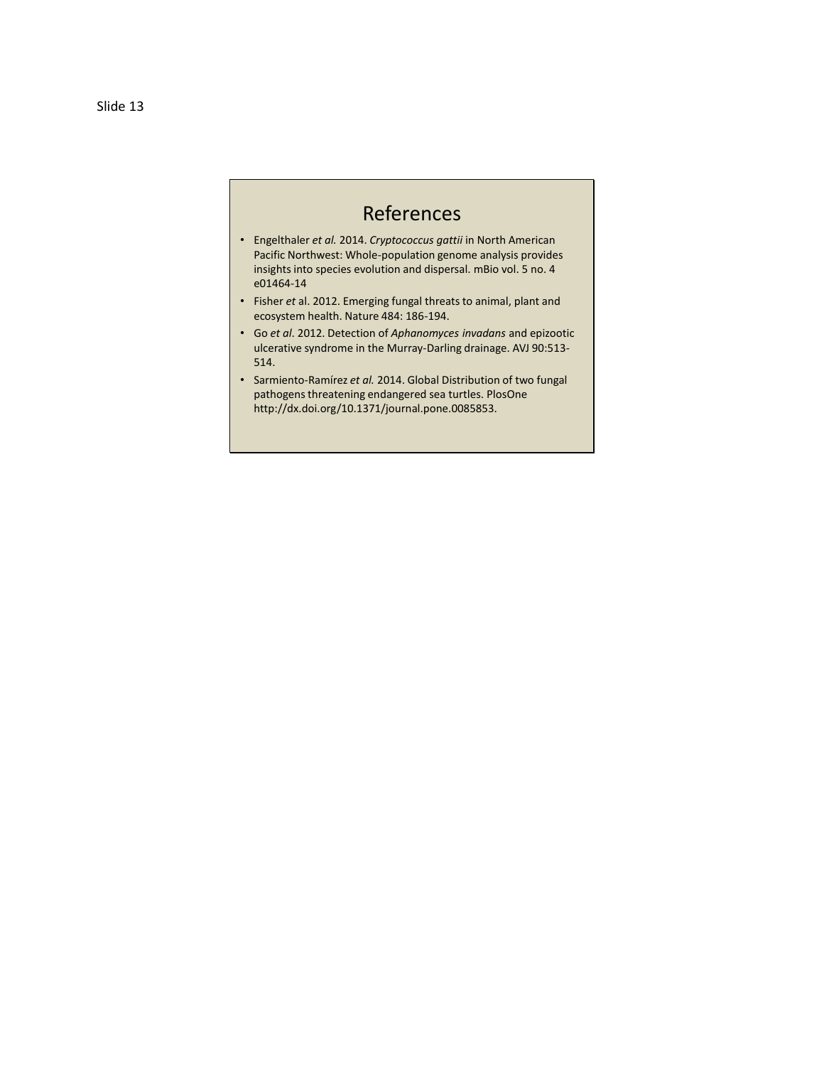Slide 13

# References

- Engelthaler *et al.* 2014. *Cryptococcus gattii* in North American Pacific Northwest: Whole-population genome analysis provides insights into species evolution and dispersal. mBio vol. 5 no. 4 e01464-14
- Fisher *et* al. 2012. Emerging fungal threats to animal, plant and ecosystem health. Nature 484: 186-194.
- Go *et al*. 2012. Detection of *Aphanomyces invadans* and epizootic ulcerative syndrome in the Murray-Darling drainage. AVJ 90:513-514.
- Sarmiento-Ramírez *et al.* 2014. Global Distribution of two fungal pathogens threatening endangered sea turtles. PlosOne http://dx.doi.org/10.1371/journal.pone.0085853.